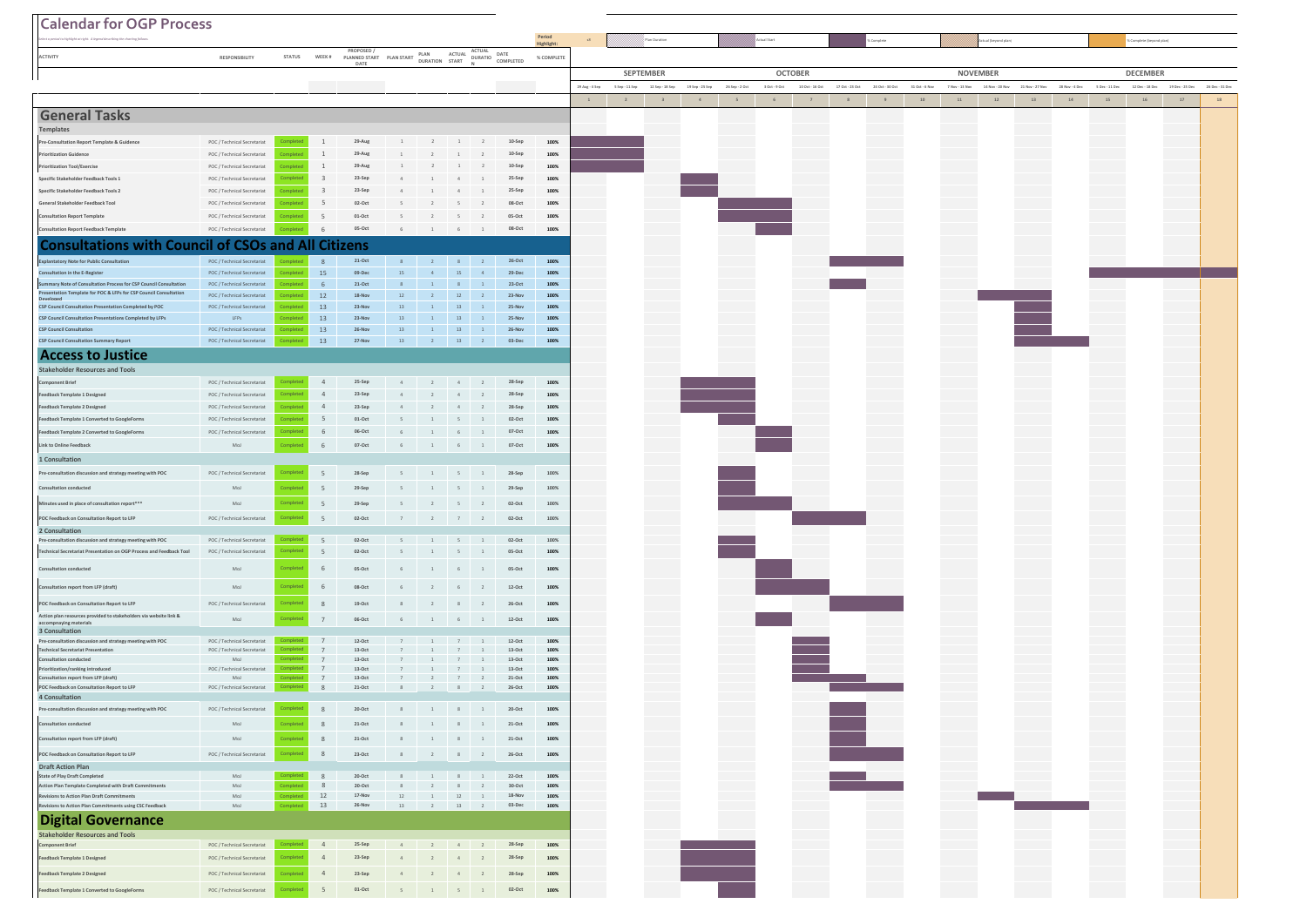# Calendar for OGP Process

Select a period to highlight at right. A legend describing the charting follows.

Period Highlight: 18

Plan Duration | Actual Start | % Complete | Actual (beyond plan) | % Complete (beyond plan)

SEPTEMBER: 29 Aug - 4 Sep (1), 5 Sep - 11 Sep (2), 12 Sep - 18 Sep (3), 19 Sep - 25 Sep (4)
OCTOBER: 26 Sep - 2 Oct (5), 3 Oct - 9 Oct (6), 10 Oct - 16 Oct (7), 17 Oct - 23 Oct (8), 24 Oct - 30 Oct (9)
NOVEMBER: 31 Oct - 6 Nov (10), 7 Nov - 13 Nov (11), 14 Nov - 20 Nov (12), 21 Nov - 27 Nov (13), 28 Nov - 4 Dec (14)
DECEMBER: 5 Dec - 11 Dec (15), 12 Dec - 18 Dec (16), 19 Dec - 25 Dec (17), 26 Dec - 31 Dec (18)

| ACTIVITY | RESPONSIBILITY | STATUS | WEEK # | PROPOSED / PLANNED START DATE | PLAN START | PLAN DURATION | ACTUAL START | ACTUAL DURATION | DATE COMPLETED | % COMPLETE |
|---|---|---|---|---|---|---|---|---|---|---|
| **General Tasks** | | | | | | | | | | |
| **Templates** | | | | | | | | | | |
| Pre-Consultation Report Template & Guidence | POC / Technical Secretariat | Completed | 1 | 29-Aug | 1 | 2 | 1 | 2 | 10-Sep | 100% |
| Prioritization Guidence | POC / Technical Secretariat | Completed | 1 | 29-Aug | 1 | 2 | 1 | 2 | 10-Sep | 100% |
| Prioritization Tool/Exercise | POC / Technical Secretariat | Completed | 1 | 29-Aug | 1 | 2 | 1 | 2 | 10-Sep | 100% |
| Specific Stakeholder Feedback Tools 1 | POC / Technical Secretariat | Completed | 3 | 23-Sep | 4 | 1 | 4 | 1 | 25-Sep | 100% |
| Specific Stakeholder Feedback Tools 2 | POC / Technical Secretariat | Completed | 3 | 23-Sep | 4 | 1 | 4 | 1 | 25-Sep | 100% |
| General Stakeholder Feedback Tool | POC / Technical Secretariat | Completed | 5 | 02-Oct | 5 | 2 | 5 | 2 | 08-Oct | 100% |
| Consultation Report Template | POC / Technical Secretariat | Completed | 5 | 01-Oct | 5 | 2 | 5 | 2 | 05-Oct | 100% |
| Consultation Report Feedback Template | POC / Technical Secretariat | Completed | 6 | 05-Oct | 6 | 1 | 6 | 1 | 08-Oct | 100% |
| **Consultations with Council of CSOs and All Citizens** | | | | | | | | | | |
| Explantatory Note for Public Consultation | POC / Technical Secretariat | Completed | 8 | 21-Oct | 8 | 2 | 8 | 2 | 26-Oct | 100% |
| Consultation in the E-Register | POC / Technical Secretariat | Completed | 15 | 09-Dec | 15 | 4 | 15 | 4 | 29-Dec | 100% |
| Summary Note of Consultation Process for CSP Council Consultation | POC / Technical Secretariat | Completed | 6 | 21-Oct | 8 | 1 | 8 | 1 | 23-Oct | 100% |
| Presentation Template for POC & LFPs for CSP Council Consultation Developed | POC / Technical Secretariat | Completed | 12 | 18-Nov | 12 | 2 | 12 | 2 | 23-Nov | 100% |
| CSP Council Consultation Presentation Completed by POC | POC / Technical Secretariat | Completed | 13 | 23-Nov | 13 | 1 | 13 | 1 | 25-Nov | 100% |
| CSP Council Consultation Presentations Completed by LFPs | LFPs | Completed | 13 | 23-Nov | 13 | 1 | 13 | 1 | 25-Nov | 100% |
| CSP Council Consultation | POC / Technical Secretariat | Completed | 13 | 26-Nov | 13 | 1 | 13 | 1 | 26-Nov | 100% |
| CSP Council Consultation Summary Report | POC / Technical Secretariat | Completed | 13 | 27-Nov | 13 | 2 | 13 | 2 | 03-Dec | 100% |
| **Access to Justice** | | | | | | | | | | |
| **Stakeholder Resources and Tools** | | | | | | | | | | |
| Component Brief | POC / Technical Secretariat | Completed | 4 | 25-Sep | 4 | 2 | 4 | 2 | 28-Sep | 100% |
| Feedback Template 1 Designed | POC / Technical Secretariat | Completed | 4 | 23-Sep | 4 | 2 | 4 | 2 | 28-Sep | 100% |
| Feedback Template 2 Designed | POC / Technical Secretariat | Completed | 4 | 23-Sep | 4 | 2 | 4 | 2 | 28-Sep | 100% |
| Feedback Template 1 Converted to GoogleForms | POC / Technical Secretariat | Completed | 5 | 01-Oct | 5 | 1 | 5 | 1 | 02-Oct | 100% |
| Feedback Template 2 Converted to GoogleForms | POC / Technical Secretariat | Completed | 6 | 06-Oct | 6 | 1 | 6 | 1 | 07-Oct | 100% |
| Link to Online Feedback | MoJ | Completed | 6 | 07-Oct | 6 | 1 | 6 | 1 | 07-Oct | 100% |
| **1 Consultation** | | | | | | | | | | |
| Pre-consultation discussion and strategy meeting with POC | POC / Technical Secretariat | Completed | 5 | 28-Sep | 5 | 1 | 5 | 1 | 28-Sep | 100% |
| Consultation conducted | MoJ | Completed | 5 | 29-Sep | 5 | 1 | 5 | 1 | 29-Sep | 100% |
| Minutes used in place of consultation report*** | MoJ | Completed | 5 | 29-Sep | 5 | 2 | 5 | 2 | 02-Oct | 100% |
| POC Feedback on Consultation Report to LFP | POC / Technical Secretariat | Completed | 5 | 02-Oct | 7 | 2 | 7 | 2 | 02-Oct | 100% |
| **2 Consultation** | | | | | | | | | | |
| Pre-consultation discussion and strategy meeting with POC | POC / Technical Secretariat | Completed | 5 | 02-Oct | 5 | 1 | 5 | 1 | 02-Oct | 100% |
| Technical Secretariat Presentation on OGP Process and Feedback Tool | POC / Technical Secretariat | Completed | 5 | 02-Oct | 5 | 1 | 5 | 1 | 05-Oct | 100% |
| Consultation conducted | MoJ | Completed | 6 | 05-Oct | 6 | 1 | 6 | 1 | 05-Oct | 100% |
| Consultation report from LFP (draft) | MoJ | Completed | 6 | 08-Oct | 6 | 2 | 6 | 2 | 12-Oct | 100% |
| POC Feedback on Consultation Report to LFP | POC / Technical Secretariat | Completed | 8 | 19-Oct | 8 | 2 | 8 | 2 | 26-Oct | 100% |
| Action plan resources provided to stakeholders via website link & accompnaying materials | MoJ | Completed | 7 | 06-Oct | 6 | 1 | 6 | 1 | 12-Oct | 100% |
| **3 Consultation** | | | | | | | | | | |
| Pre-consultation discussion and strategy meeting with POC | POC / Technical Secretariat | Completed | 7 | 12-Oct | 7 | 1 | 7 | 1 | 12-Oct | 100% |
| Technical Secretariat Presentation | POC / Technical Secretariat | Completed | 7 | 13-Oct | 7 | 1 | 7 | 1 | 13-Oct | 100% |
| Consultation conducted | MoJ | Completed | 7 | 13-Oct | 7 | 1 | 7 | 1 | 13-Oct | 100% |
| Prioritization/ranking introduced | POC / Technical Secretariat | Completed | 7 | 13-Oct | 7 | 1 | 7 | 1 | 13-Oct | 100% |
| Consultation report from LFP (draft) | MoJ | Completed | 7 | 13-Oct | 7 | 2 | 7 | 2 | 21-Oct | 100% |
| POC Feedback on Consultation Report to LFP | POC / Technical Secretariat | Completed | 8 | 21-Oct | 8 | 2 | 8 | 2 | 26-Oct | 100% |
| **4 Consultation** | | | | | | | | | | |
| Pre-consultation discussion and strategy meeting with POC | POC / Technical Secretariat | Completed | 8 | 20-Oct | 8 | 1 | 8 | 1 | 20-Oct | 100% |
| Consultation conducted | MoJ | Completed | 8 | 21-Oct | 8 | 1 | 8 | 1 | 21-Oct | 100% |
| Consultation report from LFP (draft) | MoJ | Completed | 8 | 21-Oct | 8 | 1 | 8 | 1 | 21-Oct | 100% |
| POC Feedback on Consultation Report to LFP | POC / Technical Secretariat | Completed | 8 | 23-Oct | 8 | 2 | 8 | 2 | 26-Oct | 100% |
| **Draft Action Plan** | | | | | | | | | | |
| State of Play Draft Completed | MoJ | Completed | 8 | 20-Oct | 8 | 1 | 8 | 1 | 22-Oct | 100% |
| Action Plan Template Completed with Draft Commitments | MoJ | Completed | 8 | 20-Oct | 8 | 2 | 8 | 2 | 30-Oct | 100% |
| Revisions to Action Plan Draft Commitments | MoJ | Completed | 12 | 17-Nov | 12 | 1 | 12 | 1 | 18-Nov | 100% |
| Revisions to Action Plan Commitments using CSC Feedback | MoJ | Completed | 13 | 26-Nov | 13 | 2 | 13 | 2 | 03-Dec | 100% |
| **Digital Governance** | | | | | | | | | | |
| **Stakeholder Resources and Tools** | | | | | | | | | | |
| Component Brief | POC / Technical Secretariat | Completed | 4 | 25-Sep | 4 | 2 | 4 | 2 | 28-Sep | 100% |
| Feedback Template 1 Designed | POC / Technical Secretariat | Completed | 4 | 23-Sep | 4 | 2 | 4 | 2 | 28-Sep | 100% |
| Feedback Template 2 Designed | POC / Technical Secretariat | Completed | 4 | 23-Sep | 4 | 2 | 4 | 2 | 28-Sep | 100% |
| Feedback Template 1 Converted to GoogleForms | POC / Technical Secretariat | Completed | 5 | 01-Oct | 5 | 1 | 5 | 1 | 02-Oct | 100% |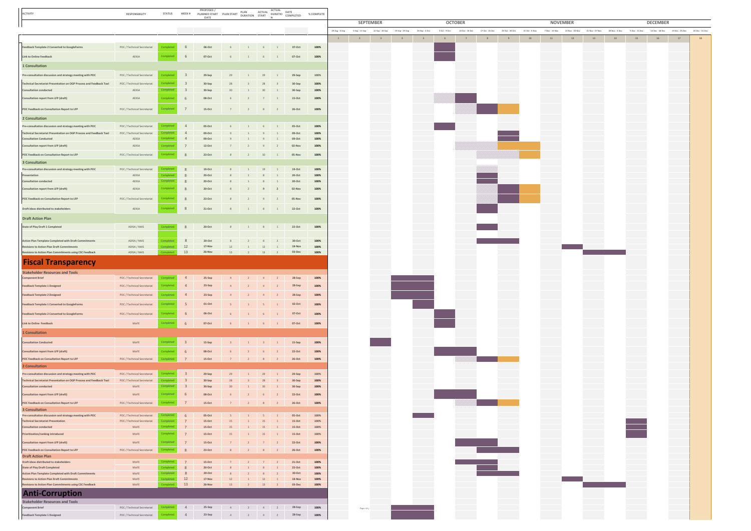| ACTIVITY | RESPONSIBILITY | STATUS | WEEK # | PROPOSED / PLANNED START DATE | PLAN START | PLAN DURATION | ACTUAL START | ACTUAL DURATION | DATE COMPLETED | % COMPLETE |
|---|---|---|---|---|---|---|---|---|---|---|
| Feedback Template 2 Converted to GoogleForms | POC / Technical Secretariat | Completed | 6 | 06-Oct | 6 | 1 | 6 | 1 | 07-Oct | 100% |
| Link to Online Feedback | ADISA | Completed | 6 | 07-Oct | 6 | 1 | 6 | 1 | 07-Oct | 100% |
| **1 Consultation** | | | | | | | | | | |
| Pre-consultation discussion and strategy meeting with POC | POC / Technical Secretariat | Completed | 3 | 29-Sep | 29 | 1 | 29 | 1 | 29-Sep | 100% |
| Technical Secretariat Presentation on OGP Process and Feedback Tool | POC / Technical Secretariat | Completed | 3 | 30-Sep | 28 | 3 | 28 | 3 | 30-Sep | 100% |
| Consultation conducted | ADISA | Completed | 3 | 30-Sep | 30 | 1 | 30 | 1 | 30-Sep | 100% |
| Consultation report from LFP (draft) | ADISA | Completed | 6 | 08-Oct | 6 | 2 | 7 | 1 | 15-Oct | 100% |
| POC Feedback on Consultation Report to LFP | POC / Technical Secretariat | Completed | 7 | 15-Oct | 7 | 2 | 8 | 2 | 26-Oct | 100% |
| **2 Consultation** | | | | | | | | | | |
| Pre-consultation discussion and strategy meeting with POC | POC / Technical Secretariat | Completed | 4 | 05-Oct | 6 | 1 | 6 | 1 | 05-Oct | 100% |
| Technical Secretariat Presentation on OGP Process and Feedback Tool | POC / Technical Secretariat | Completed | 4 | 09-Oct | 9 | 1 | 9 | 1 | 09-Oct | 100% |
| Consultation Conducted | ADISA | Completed | 4 | 09-Oct | 9 | 1 | 9 | 1 | 09-Oct | 100% |
| Consultation report from LFP (draft) | ADISA | Completed | 7 | 12-Oct | 7 | 2 | 9 | 2 | 02-Nov | 100% |
| POC Feedback on Consultation Report to LFP | POC / Technical Secretariat | Completed | 8 | 23-Oct | 8 | 2 | 10 | 1 | 05-Nov | 100% |
| **3 Consultation** | | | | | | | | | | |
| Pre-consultation discussion and strategy meeting with POC | POC / Technical Secretariat | Completed | 8 | 19-Oct | 8 | 1 | 19 | 1 | 19-Oct | 100% |
| Presentation | ADISA | Completed | 8 | 20-Oct | 8 | 1 | 8 | 1 | 20-Oct | 100% |
| Consultation conducted | ADISA | Completed | 8 | 20-Oct | 8 | 1 | 8 | 1 | 20-Oct | 100% |
| Consultation report from LFP (draft) | ADISA | Completed | 8 | 20-Oct | 8 | 2 | 9 | 2 | 02-Nov | 100% |
| POC Feedback on Consultation Report to LFP | POC / Technical Secretariat | Completed | 8 | 23-Oct | 8 | 2 | 9 | 2 | 05-Nov | 100% |
| Draft ideas distributed to stakeholders | ADISA | Completed | 8 | 21-Oct | 8 | 1 | 8 | 1 | 22-Oct | 100% |
| **Draft Action Plan** | | | | | | | | | | |
| State of Play Draft 1 Completed | ADISA / NAIS | Completed | 8 | 20-Oct | 8 | 1 | 8 | 1 | 22-Oct | 100% |
| Action Plan Template Completed with Draft Commitments | ADISA / NAIS | Completed | 8 | 20-Oct | 8 | 2 | 8 | 2 | 30-Oct | 100% |
| Revisions to Action Plan Draft Commitments | ADISA / NAIS | Completed | 12 | 17-Nov | 12 | 1 | 12 | 1 | 18-Nov | 100% |
| Revisions to Action Plan Commitments using CSC Feedback | ADISA / NAIS | Completed | 13 | 26-Nov | 13 | 2 | 13 | 2 | 03-Dec | 100% |
| **Fiscal Transparency** | | | | | | | | | | |
| **Stakeholder Resources and Tools** | | | | | | | | | | |
| Component Brief | POC / Technical Secretariat | Completed | 4 | 25-Sep | 4 | 2 | 4 | 2 | 28-Sep | 100% |
| Feedback Template 1 Designed | POC / Technical Secretariat | Completed | 4 | 23-Sep | 4 | 2 | 4 | 2 | 28-Sep | 100% |
| Feedback Template 2 Designed | POC / Technical Secretariat | Completed | 4 | 23-Sep | 4 | 2 | 4 | 2 | 28-Sep | 100% |
| Feedback Template 1 Converted to GoogleForms | POC / Technical Secretariat | Completed | 5 | 01-Oct | 5 | 1 | 5 | 1 | 02-Oct | 100% |
| Feedback Template 2 Converted to GoogleForms | POC / Technical Secretariat | Completed | 6 | 06-Oct | 6 | 1 | 6 | 1 | 07-Oct | 100% |
| Link to Online Feedback | MoFE | Completed | 6 | 07-Oct | 6 | 1 | 6 | 1 | 07-Oct | 100% |
| **1 Consultation** | | | | | | | | | | |
| Consultation Conducted | MoFE | Completed | 3 | 15-Sep | 3 | 1 | 3 | 1 | 15-Sep | 100% |
| Consultation report from LFP (draft) | MoFE | Completed | 6 | 08-Oct | 6 | 2 | 6 | 2 | 22-Oct | 100% |
| POC Feedback on Consultation Report to LFP | POC / Technical Secretariat | Completed | 7 | 15-Oct | 7 | 2 | 8 | 2 | 26-Oct | 100% |
| **2 Consultation** | | | | | | | | | | |
| Pre-consultation discussion and strategy meeting with POC | POC / Technical Secretariat | Completed | 3 | 29-Sep | 29 | 1 | 29 | 1 | 29-Sep | 100% |
| Technical Secretariat Presentation on OGP Process and Feedback Tool | POC / Technical Secretariat | Completed | 3 | 30-Sep | 28 | 3 | 28 | 3 | 30-Sep | 100% |
| Consultation conducted | MoFE | Completed | 3 | 30-Sep | 30 | 1 | 30 | 1 | 30-Sep | 100% |
| Consultation report from LFP (draft) | MoFE | Completed | 6 | 08-Oct | 6 | 2 | 6 | 2 | 22-Oct | 100% |
| POC Feedback on Consultation Report to LFP | POC / Technical Secretariat | Completed | 7 | 15-Oct | 7 | 2 | 8 | 2 | 26-Oct | 100% |
| **3 Consultation** | | | | | | | | | | |
| Pre-consultation discussion and strategy meeting with POC | POC / Technical Secretariat | Completed | 6 | 05-Oct | 5 | 1 | 5 | 1 | 05-Oct | 100% |
| Technical Secretariat Presentation | POC / Technical Secretariat | Completed | 7 | 15-Oct | 15 | 1 | 15 | 1 | 15-Oct | 100% |
| Consultation conducted | MoFE | Completed | 7 | 15-Oct | 15 | 1 | 15 | 1 | 15-Oct | 100% |
| Prioritization/ranking introduced | MoFE | Completed | 7 | 15-Oct | 15 | 1 | 15 | 1 | 15-Oct | 100% |
| Consultation report from LFP (draft) | MoFE | Completed | 7 | 15-Oct | 7 | 2 | 7 | 2 | 22-Oct | 100% |
| POC Feedback on Consultation Report to LFP | POC / Technical Secretariat | Completed | 8 | 23-Oct | 8 | 2 | 8 | 2 | 26-Oct | 100% |
| **Draft Action Plan** | | | | | | | | | | |
| Draft ideas distributed to stakeholders | MoFE | Completed | 7 | 15-Oct | 7 | 2 | 7 | 2 | 21-Oct | 100% |
| State of Play Draft 1 Completed | MoFE | Completed | 8 | 20-Oct | 8 | 1 | 8 | 1 | 22-Oct | 100% |
| Action Plan Template Completed with Draft Commitments | MoFE | Completed | 8 | 20-Oct | 8 | 2 | 8 | 2 | 30-Oct | 100% |
| Revisions to Action Plan Draft Commitments | MoFE | Completed | 12 | 17-Nov | 12 | 1 | 12 | 1 | 18-Nov | 100% |
| Revisions to Action Plan Commitments using CSC Feedback | MoFE | Completed | 13 | 26-Nov | 13 | 2 | 13 | 2 | 03-Dec | 100% |
| **Anti-Corruption** | | | | | | | | | | |
| **Stakeholder Resources and Tools** | | | | | | | | | | |
| Component Brief | POC / Technical Secretariat | Completed | 4 | 25-Sep | 4 | 2 | 4 | 2 | 28-Sep | 100% |
| Feedback Template 1 Designed | POC / Technical Secretariat | Completed | 4 | 23-Sep | 4 | 2 | 4 | 2 | 28-Sep | 100% |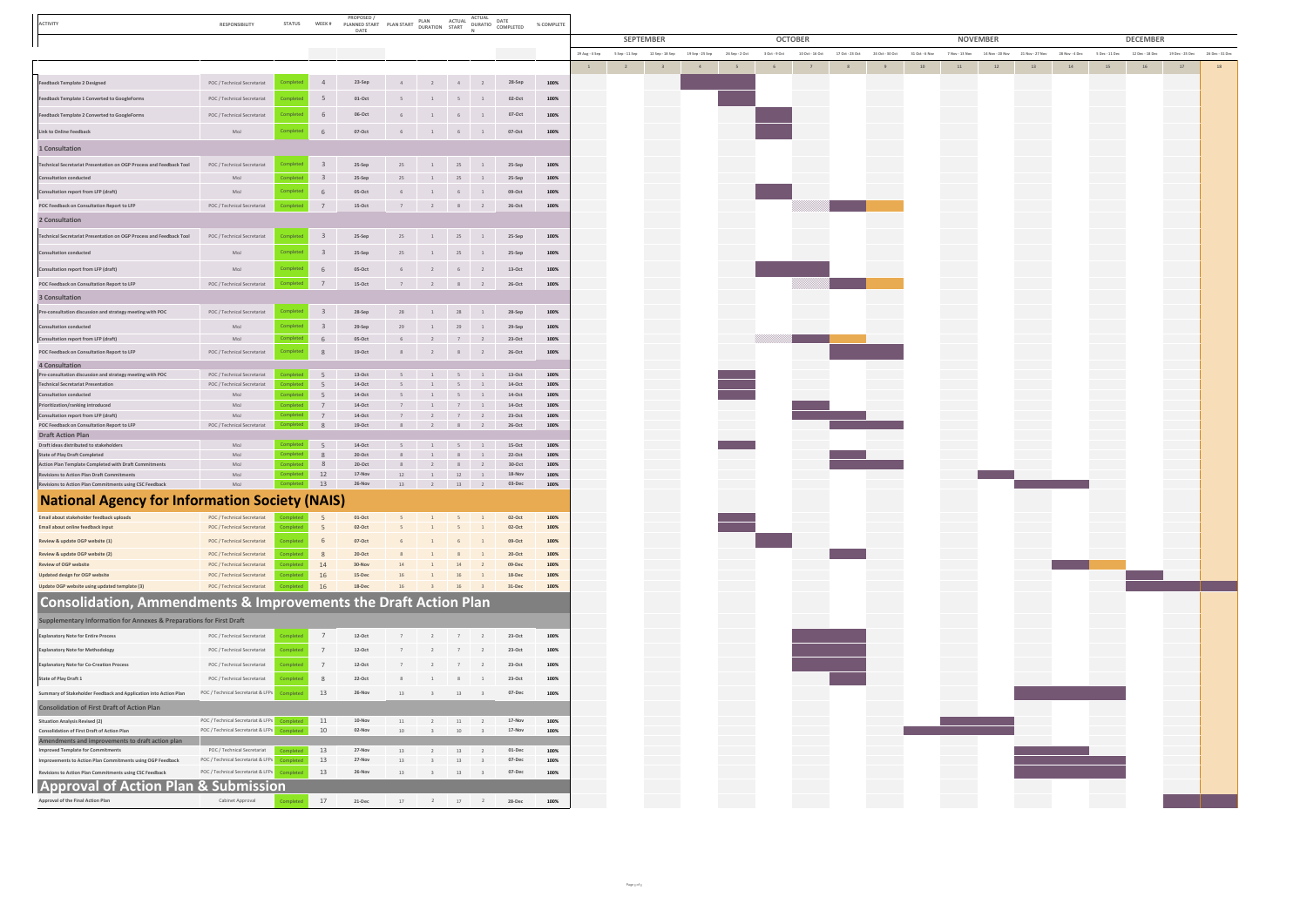| ACTIVITY | RESPONSIBILITY | STATUS | WEEK # | PROPOSED / PLANNED START DATE | PLAN START | PLAN DURATION | ACTUAL START | ACTUAL DURATION | DATE COMPLETED | % COMPLETE |
|---|---|---|---|---|---|---|---|---|---|---|
| Feedback Template 2 Designed | POC / Technical Secretariat | Completed | 4 | 23-Sep | 4 | 2 | 4 | 2 | 28-Sep | 100% |
| Feedback Template 1 Converted to GoogleForms | POC / Technical Secretariat | Completed | 5 | 01-Oct | 5 | 1 | 5 | 1 | 02-Oct | 100% |
| Feedback Template 2 Converted to GoogleForms | POC / Technical Secretariat | Completed | 6 | 06-Oct | 6 | 1 | 6 | 1 | 07-Oct | 100% |
| Link to Online Feedback | MoJ | Completed | 6 | 07-Oct | 6 | 1 | 6 | 1 | 07-Oct | 100% |
| **1 Consultation** | | | | | | | | | | |
| Technical Secretariat Presentation on OGP Process and Feedback Tool | POC / Technical Secretariat | Completed | 3 | 25-Sep | 25 | 1 | 25 | 1 | 25-Sep | 100% |
| Consultation conducted | MoJ | Completed | 3 | 25-Sep | 25 | 1 | 25 | 1 | 25-Sep | 100% |
| Consultation report from LFP (draft) | MoJ | Completed | 6 | 05-Oct | 6 | 1 | 6 | 1 | 09-Oct | 100% |
| POC Feedback on Consultation Report to LFP | POC / Technical Secretariat | Completed | 7 | 15-Oct | 7 | 2 | 8 | 2 | 26-Oct | 100% |
| **2 Consultation** | | | | | | | | | | |
| Technical Secretariat Presentation on OGP Process and Feedback Tool | POC / Technical Secretariat | Completed | 3 | 25-Sep | 25 | 1 | 25 | 1 | 25-Sep | 100% |
| Consultation conducted | MoJ | Completed | 3 | 25-Sep | 25 | 1 | 25 | 1 | 25-Sep | 100% |
| Consultation report from LFP (draft) | MoJ | Completed | 6 | 05-Oct | 6 | 2 | 6 | 2 | 13-Oct | 100% |
| POC Feedback on Consultation Report to LFP | POC / Technical Secretariat | Completed | 7 | 15-Oct | 7 | 2 | 8 | 2 | 26-Oct | 100% |
| **3 Consultation** | | | | | | | | | | |
| Pre-consultation discussion and strategy meeting with POC | POC / Technical Secretariat | Completed | 3 | 28-Sep | 28 | 1 | 28 | 1 | 28-Sep | 100% |
| Consultation conducted | MoJ | Completed | 3 | 29-Sep | 29 | 1 | 29 | 1 | 29-Sep | 100% |
| Consultation report from LFP (draft) | MoJ | Completed | 6 | 05-Oct | 6 | 2 | 7 | 2 | 23-Oct | 100% |
| POC Feedback on Consultation Report to LFP | POC / Technical Secretariat | Completed | 8 | 19-Oct | 8 | 2 | 8 | 2 | 26-Oct | 100% |
| **4 Consultation** | | | | | | | | | | |
| Pre-consultation discussion and strategy meeting with POC | POC / Technical Secretariat | Completed | 5 | 13-Oct | 5 | 1 | 5 | 1 | 13-Oct | 100% |
| Technical Secretariat Presentation | POC / Technical Secretariat | Completed | 5 | 14-Oct | 5 | 1 | 5 | 1 | 14-Oct | 100% |
| Consultation conducted | MoJ | Completed | 5 | 14-Oct | 5 | 1 | 5 | 1 | 14-Oct | 100% |
| Prioritization/ranking introduced | MoJ | Completed | 7 | 14-Oct | 7 | 1 | 7 | 1 | 14-Oct | 100% |
| Consultation report from LFP (draft) | MoJ | Completed | 7 | 14-Oct | 7 | 2 | 7 | 2 | 23-Oct | 100% |
| POC Feedback on Consultation Report to LFP | POC / Technical Secretariat | Completed | 8 | 19-Oct | 8 | 2 | 8 | 2 | 26-Oct | 100% |
| **Draft Action Plan** | | | | | | | | | | |
| Draft ideas distributed to stakeholders | MoJ | Completed | 5 | 14-Oct | 5 | 1 | 5 | 1 | 15-Oct | 100% |
| State of Play Draft Completed | MoJ | Completed | 8 | 20-Oct | 8 | 1 | 8 | 1 | 22-Oct | 100% |
| Action Plan Template Completed with Draft Commitments | MoJ | Completed | 8 | 20-Oct | 8 | 2 | 8 | 2 | 30-Oct | 100% |
| Revisions to Action Plan Draft Commitments | MoJ | Completed | 12 | 17-Nov | 12 | 1 | 12 | 1 | 18-Nov | 100% |
| Revisions to Action Plan Commitments using CSC Feedback | MoJ | Completed | 13 | 26-Nov | 13 | 2 | 13 | 2 | 03-Dec | 100% |
| **National Agency for Information Society (NAIS)** | | | | | | | | | | |
| Email about stakeholder feedback uploads | POC / Technical Secretariat | Completed | 5 | 01-Oct | 5 | 1 | 5 | 1 | 02-Oct | 100% |
| Email about online feedback input | POC / Technical Secretariat | Completed | 5 | 02-Oct | 5 | 1 | 5 | 1 | 02-Oct | 100% |
| Review & update OGP website (1) | POC / Technical Secretariat | Completed | 6 | 07-Oct | 6 | 1 | 6 | 1 | 09-Oct | 100% |
| Review & update OGP website (2) | POC / Technical Secretariat | Completed | 8 | 20-Oct | 8 | 1 | 8 | 1 | 20-Oct | 100% |
| Review of OGP website | POC / Technical Secretariat | Completed | 14 | 30-Nov | 14 | 1 | 14 | 2 | 09-Dec | 100% |
| Updated design for OGP website | POC / Technical Secretariat | Completed | 16 | 15-Dec | 16 | 1 | 16 | 1 | 18-Dec | 100% |
| Update OGP website using updated template (3) | POC / Technical Secretariat | Completed | 16 | 18-Dec | 16 | 3 | 16 | 3 | 31-Dec | 100% |
| **Consolidation, Ammendments & Improvements the Draft Action Plan** | | | | | | | | | | |
| **Supplementary Information for Annexes & Preparations for First Draft** | | | | | | | | | | |
| Explanatory Note for Entire Process | POC / Technical Secretariat | Completed | 7 | 12-Oct | 7 | 2 | 7 | 2 | 23-Oct | 100% |
| Explanatory Note for Methodology | POC / Technical Secretariat | Completed | 7 | 12-Oct | 7 | 2 | 7 | 2 | 23-Oct | 100% |
| Explanatory Note for Co-Creation Process | POC / Technical Secretariat | Completed | 7 | 12-Oct | 7 | 2 | 7 | 2 | 23-Oct | 100% |
| State of Play Draft 1 | POC / Technical Secretariat | Completed | 8 | 22-Oct | 8 | 1 | 8 | 1 | 23-Oct | 100% |
| Summary of Stakeholder Feedback and Application into Action Plan | POC / Technical Secretariat & LFPs | Completed | 13 | 26-Nov | 13 | 3 | 13 | 3 | 07-Dec | 100% |
| **Consolidation of First Draft of Action Plan** | | | | | | | | | | |
| Situation Analysis Revised (2) | POC / Technical Secretariat & LFPs | Completed | 11 | 10-Nov | 11 | 2 | 11 | 2 | 17-Nov | 100% |
| Consolidation of First Draft of Action Plan | POC / Technical Secretariat & LFPs | Completed | 10 | 02-Nov | 10 | 3 | 10 | 3 | 17-Nov | 100% |
| **Amendments and improvements to draft action plan** | | | | | | | | | | |
| Improved Template for Commitments | POC / Technical Secretariat | Completed | 13 | 27-Nov | 13 | 2 | 13 | 2 | 01-Dec | 100% |
| Improvements to Action Plan Commitments using OGP Feedback | POC / Technical Secretariat & LFPs | Completed | 13 | 27-Nov | 13 | 3 | 13 | 3 | 07-Dec | 100% |
| Revisions to Action Plan Commitments using CSC Feedback | POC / Technical Secretariat & LFPs | Completed | 13 | 26-Nov | 13 | 3 | 13 | 3 | 07-Dec | 100% |
| **Approval of Action Plan & Submission** | | | | | | | | | | |
| Approval of the Final Action Plan | Cabinet Approval | Completed | 17 | 21-Dec | 17 | 2 | 17 | 2 | 28-Dec | 100% |

SEPTEMBER | OCTOBER | NOVEMBER | DECEMBER

29 Aug - 4 Sep | 5 Sep - 11 Sep | 12 Sep - 18 Sep | 19 Sep - 25 Sep | 26 Sep - 2 Oct | 3 Oct - 9 Oct | 10 Oct - 16 Oct | 17 Oct - 23 Oct | 24 Oct - 30 Oct | 31 Oct - 6 Nov | 7 Nov - 13 Nov | 14 Nov - 20 Nov | 21 Nov - 27 Nov | 28 Nov - 4 Dec | 5 Dec - 11 Dec | 12 Dec - 18 Dec | 19 Dec - 25 Dec | 26 Dec - 31 Dec

1 | 2 | 3 | 4 | 5 | 6 | 7 | 8 | 9 | 10 | 11 | 12 | 13 | 14 | 15 | 16 | 17 | 18